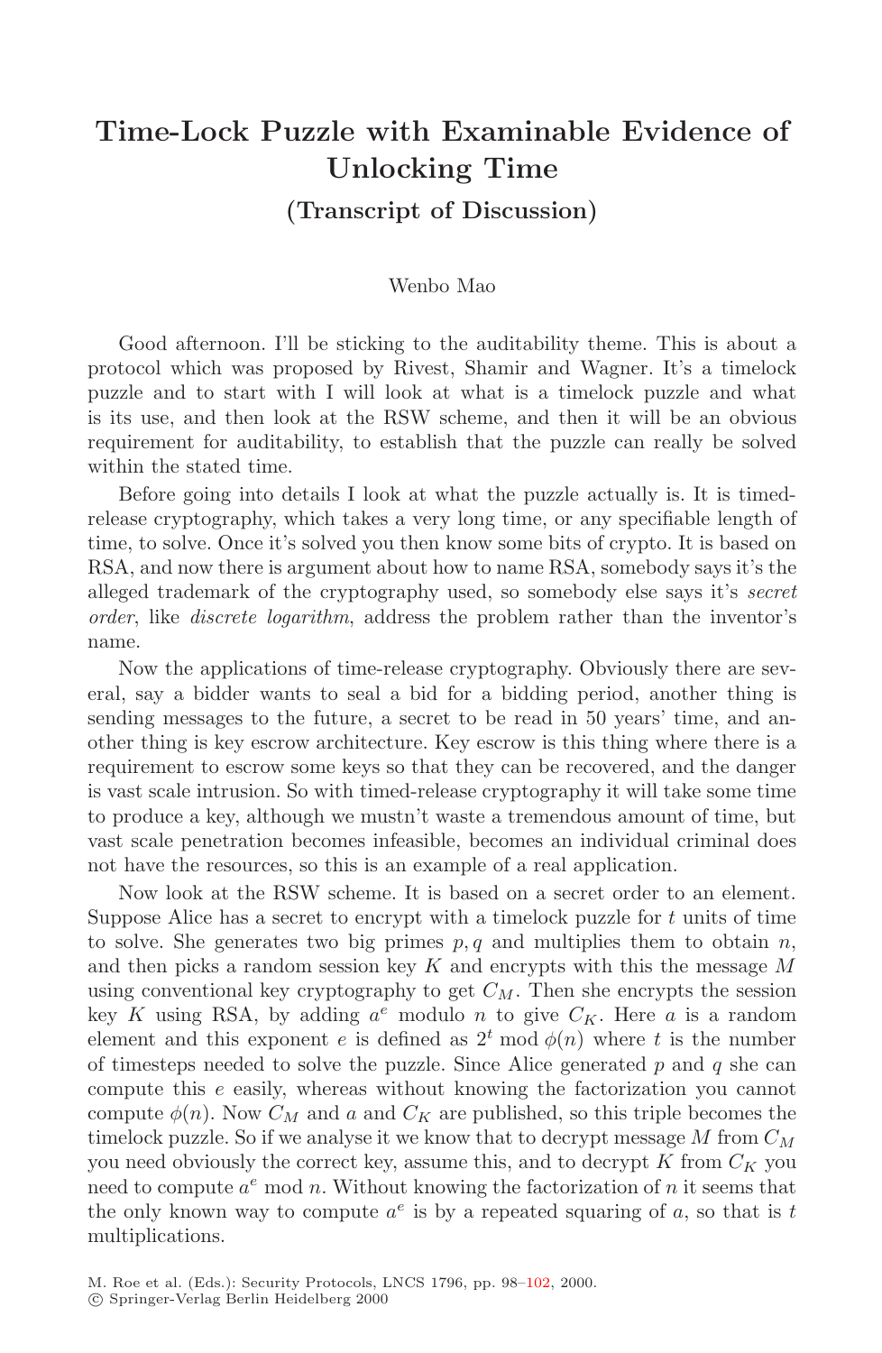# Time-Lock Puzzle with Examinable Evidence of Unlocking Time

## (Transcript of Discussion)

Wenbo Mao

Good afternoon. I'll be sticking to the auditability theme. This is about a protocol which was proposed by Rivest, Shamir and Wagner. It's a timelock puzzle and to start with I will look at what is a timelock puzzle and what is its use, and then look at the RSW scheme, and then it will be an obvious requirement for auditability, to establish that the puzzle can really be solved within the stated time.

Before going into details I look at what the puzzle actually is. It is timed-release cryptography, which takes a very long time, or any specifiable length of time, to solve. Once it's solved you then know some bits of crypto. It is based on RSA, and now there is argument about how to name RSA, somebody says it's the alleged trademark of the cryptography used, so somebody else says it's *secret order*, like *discrete logarithm*, address the problem rather than the inventor's name.

Now the applications of time-release cryptography. Obviously there are several, say a bidder wants to seal a bid for a bidding period, another thing is sending messages to the future, a secret to be read in 50 years' time, and another thing is key escrow architecture. Key escrow is this thing where there is a requirement to escrow some keys so that they can be recovered, and the danger is vast scale intrusion. So with timed-release cryptography it will take some time to produce a key, although we mustn't waste a tremendous amount of time, but vast scale penetration becomes infeasible, becomes an individual criminal does not have the resources, so this is an example of a real application.

Now look at the RSW scheme. It is based on a secret order to an element. Suppose Alice has a secret to encrypt with a timelock puzzle for $t$ units of time to solve. She generates two big primes $p, q$ and multiplies them to obtain $n$, and then picks a random session key $K$ and encrypts with this the message $M$ using conventional key cryptography to get $C_M$. Then she encrypts the session key $K$ using RSA, by adding $a^e$ modulo $n$ to give $C_K$. Here $a$ is a random element and this exponent $e$ is defined as $2^t \bmod \phi(n)$ where $t$ is the number of timesteps needed to solve the puzzle. Since Alice generated $p$ and $q$ she can compute this $e$ easily, whereas without knowing the factorization you cannot compute $\phi(n)$. Now $C_M$ and $a$ and $C_K$ are published, so this triple becomes the timelock puzzle. So if we analyse it we know that to decrypt message $M$ from $C_M$ you need obviously the correct key, assume this, and to decrypt $K$ from $C_K$ you need to compute $a^e \bmod n$. Without knowing the factorization of $n$ it seems that the only known way to compute $a^e$ is by a repeated squaring of $a$, so that is $t$ multiplications.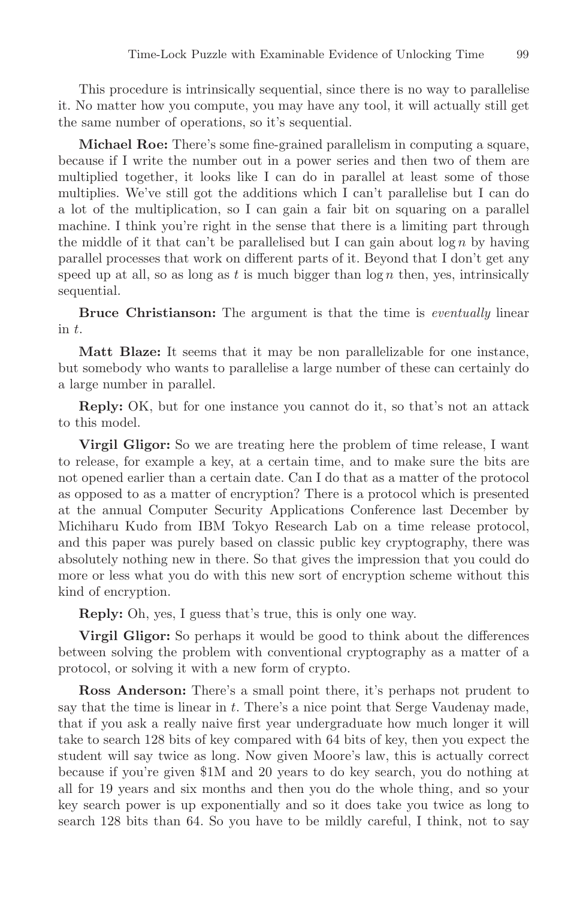This procedure is intrinsically sequential, since there is no way to parallelise it. No matter how you compute, you may have any tool, it will actually still get the same number of operations, so it's sequential.

**Michael Roe:** There's some fine-grained parallelism in computing a square, because if I write the number out in a power series and then two of them are multiplied together, it looks like I can do in parallel at least some of those multiplies. We've still got the additions which I can't parallelise but I can do a lot of the multiplication, so I can gain a fair bit on squaring on a parallel machine. I think you're right in the sense that there is a limiting part through the middle of it that can't be parallelised but I can gain about $\log n$ by having parallel processes that work on different parts of it. Beyond that I don't get any speed up at all, so as long as $t$ is much bigger than $\log n$ then, yes, intrinsically sequential.

**Bruce Christianson:** The argument is that the time is *eventually* linear in $t$.

**Matt Blaze:** It seems that it may be non parallelizable for one instance, but somebody who wants to parallelise a large number of these can certainly do a large number in parallel.

**Reply:** OK, but for one instance you cannot do it, so that's not an attack to this model.

**Virgil Gligor:** So we are treating here the problem of time release, I want to release, for example a key, at a certain time, and to make sure the bits are not opened earlier than a certain date. Can I do that as a matter of the protocol as opposed to as a matter of encryption? There is a protocol which is presented at the annual Computer Security Applications Conference last December by Michiharu Kudo from IBM Tokyo Research Lab on a time release protocol, and this paper was purely based on classic public key cryptography, there was absolutely nothing new in there. So that gives the impression that you could do more or less what you do with this new sort of encryption scheme without this kind of encryption.

**Reply:** Oh, yes, I guess that's true, this is only one way.

**Virgil Gligor:** So perhaps it would be good to think about the differences between solving the problem with conventional cryptography as a matter of a protocol, or solving it with a new form of crypto.

**Ross Anderson:** There's a small point there, it's perhaps not prudent to say that the time is linear in $t$. There's a nice point that Serge Vaudenay made, that if you ask a really naive first year undergraduate how much longer it will take to search 128 bits of key compared with 64 bits of key, then you expect the student will say twice as long. Now given Moore's law, this is actually correct because if you're given \$1M and 20 years to do key search, you do nothing at all for 19 years and six months and then you do the whole thing, and so your key search power is up exponentially and so it does take you twice as long to search 128 bits than 64. So you have to be mildly careful, I think, not to say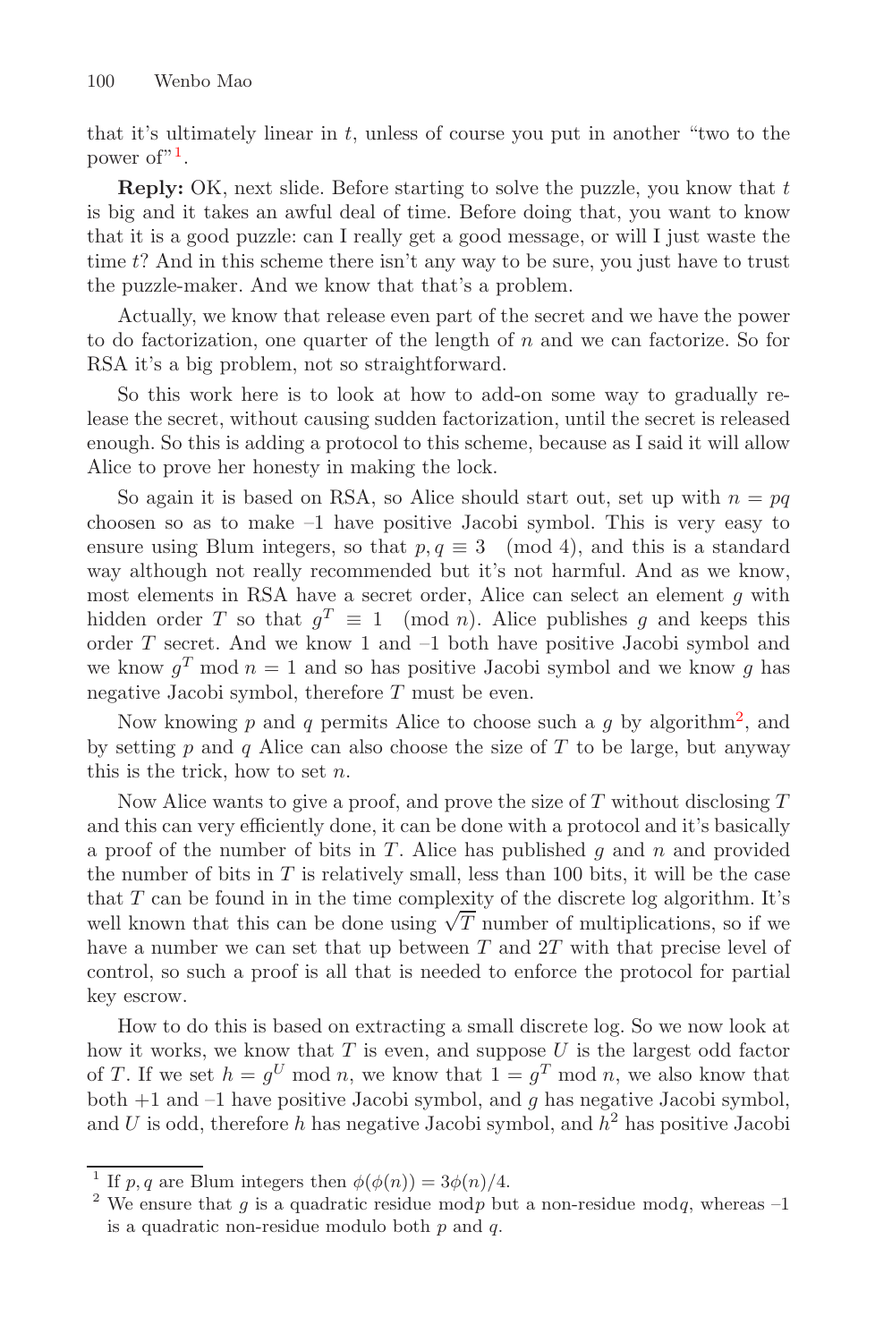that it's ultimately linear in $t$, unless of course you put in another "two to the power of"[1].

**Reply:** OK, next slide. Before starting to solve the puzzle, you know that $t$ is big and it takes an awful deal of time. Before doing that, you want to know that it is a good puzzle: can I really get a good message, or will I just waste the time $t$? And in this scheme there isn't any way to be sure, you just have to trust the puzzle-maker. And we know that that's a problem.

Actually, we know that release even part of the secret and we have the power to do factorization, one quarter of the length of $n$ and we can factorize. So for RSA it's a big problem, not so straightforward.

So this work here is to look at how to add-on some way to gradually release the secret, without causing sudden factorization, until the secret is released enough. So this is adding a protocol to this scheme, because as I said it will allow Alice to prove her honesty in making the lock.

So again it is based on RSA, so Alice should start out, set up with $n = pq$ choosen so as to make –1 have positive Jacobi symbol. This is very easy to ensure using Blum integers, so that $p, q \equiv 3 \pmod 4$, and this is a standard way although not really recommended but it's not harmful. And as we know, most elements in RSA have a secret order, Alice can select an element $g$ with hidden order $T$ so that $g^T \equiv 1 \pmod n$. Alice publishes $g$ and keeps this order $T$ secret. And we know 1 and –1 both have positive Jacobi symbol and we know $g^T \bmod n = 1$ and so has positive Jacobi symbol and we know $g$ has negative Jacobi symbol, therefore $T$ must be even.

Now knowing $p$ and $q$ permits Alice to choose such a $g$ by algorithm[2], and by setting $p$ and $q$ Alice can also choose the size of $T$ to be large, but anyway this is the trick, how to set $n$.

Now Alice wants to give a proof, and prove the size of $T$ without disclosing $T$ and this can very efficiently done, it can be done with a protocol and it's basically a proof of the number of bits in $T$. Alice has published $g$ and $n$ and provided the number of bits in $T$ is relatively small, less than 100 bits, it will be the case that $T$ can be found in in the time complexity of the discrete log algorithm. It's well known that this can be done using $\sqrt{T}$ number of multiplications, so if we have a number we can set that up between $T$ and $2T$ with that precise level of control, so such a proof is all that is needed to enforce the protocol for partial key escrow.

How to do this is based on extracting a small discrete log. So we now look at how it works, we know that $T$ is even, and suppose $U$ is the largest odd factor of $T$. If we set $h = g^U \bmod n$, we know that $1 = g^T \bmod n$, we also know that both +1 and –1 have positive Jacobi symbol, and $g$ has negative Jacobi symbol, and $U$ is odd, therefore $h$ has negative Jacobi symbol, and $h^2$ has positive Jacobi

[1] If $p, q$ are Blum integers then $\phi(\phi(n)) = 3\phi(n)/4$.

[2] We ensure that $g$ is a quadratic residue mod$p$ but a non-residue mod$q$, whereas –1 is a quadratic non-residue modulo both $p$ and $q$.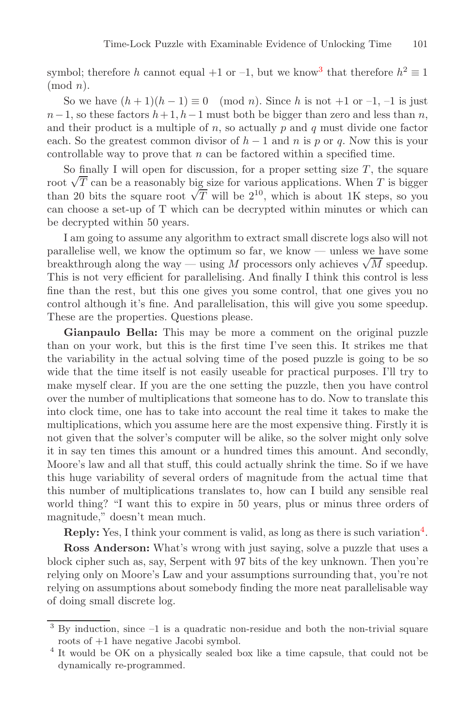symbol; therefore $h$ cannot equal +1 or –1, but we know[3] that therefore $h^2 \equiv 1 \pmod{n}$.

So we have $(h+1)(h-1) \equiv 0 \pmod{n}$. Since $h$ is not +1 or –1, –1 is just $n-1$, so these factors $h+1, h-1$ must both be bigger than zero and less than $n$, and their product is a multiple of $n$, so actually $p$ and $q$ must divide one factor each. So the greatest common divisor of $h-1$ and $n$ is $p$ or $q$. Now this is your controllable way to prove that $n$ can be factored within a specified time.

So finally I will open for discussion, for a proper setting size $T$, the square root $\sqrt{T}$ can be a reasonably big size for various applications. When $T$ is bigger than 20 bits the square root $\sqrt{T}$ will be $2^{10}$, which is about 1K steps, so you can choose a set-up of T which can be decrypted within minutes or which can be decrypted within 50 years.

I am going to assume any algorithm to extract small discrete logs also will not parallelise well, we know the optimum so far, we know — unless we have some breakthrough along the way — using $M$ processors only achieves $\sqrt{M}$ speedup. This is not very efficient for parallelising. And finally I think this control is less fine than the rest, but this one gives you some control, that one gives you no control although it's fine. And parallelisation, this will give you some speedup. These are the properties. Questions please.

**Gianpaulo Bella:** This may be more a comment on the original puzzle than on your work, but this is the first time I've seen this. It strikes me that the variability in the actual solving time of the posed puzzle is going to be so wide that the time itself is not easily useable for practical purposes. I'll try to make myself clear. If you are the one setting the puzzle, then you have control over the number of multiplications that someone has to do. Now to translate this into clock time, one has to take into account the real time it takes to make the multiplications, which you assume here are the most expensive thing. Firstly it is not given that the solver's computer will be alike, so the solver might only solve it in say ten times this amount or a hundred times this amount. And secondly, Moore's law and all that stuff, this could actually shrink the time. So if we have this huge variability of several orders of magnitude from the actual time that this number of multiplications translates to, how can I build any sensible real world thing? "I want this to expire in 50 years, plus or minus three orders of magnitude," doesn't mean much.

**Reply:** Yes, I think your comment is valid, as long as there is such variation[4].

**Ross Anderson:** What's wrong with just saying, solve a puzzle that uses a block cipher such as, say, Serpent with 97 bits of the key unknown. Then you're relying only on Moore's Law and your assumptions surrounding that, you're not relying on assumptions about somebody finding the more neat parallelisable way of doing small discrete log.

---

[3] By induction, since –1 is a quadratic non-residue and both the non-trivial square roots of +1 have negative Jacobi symbol.

[4] It would be OK on a physically sealed box like a time capsule, that could not be dynamically re-programmed.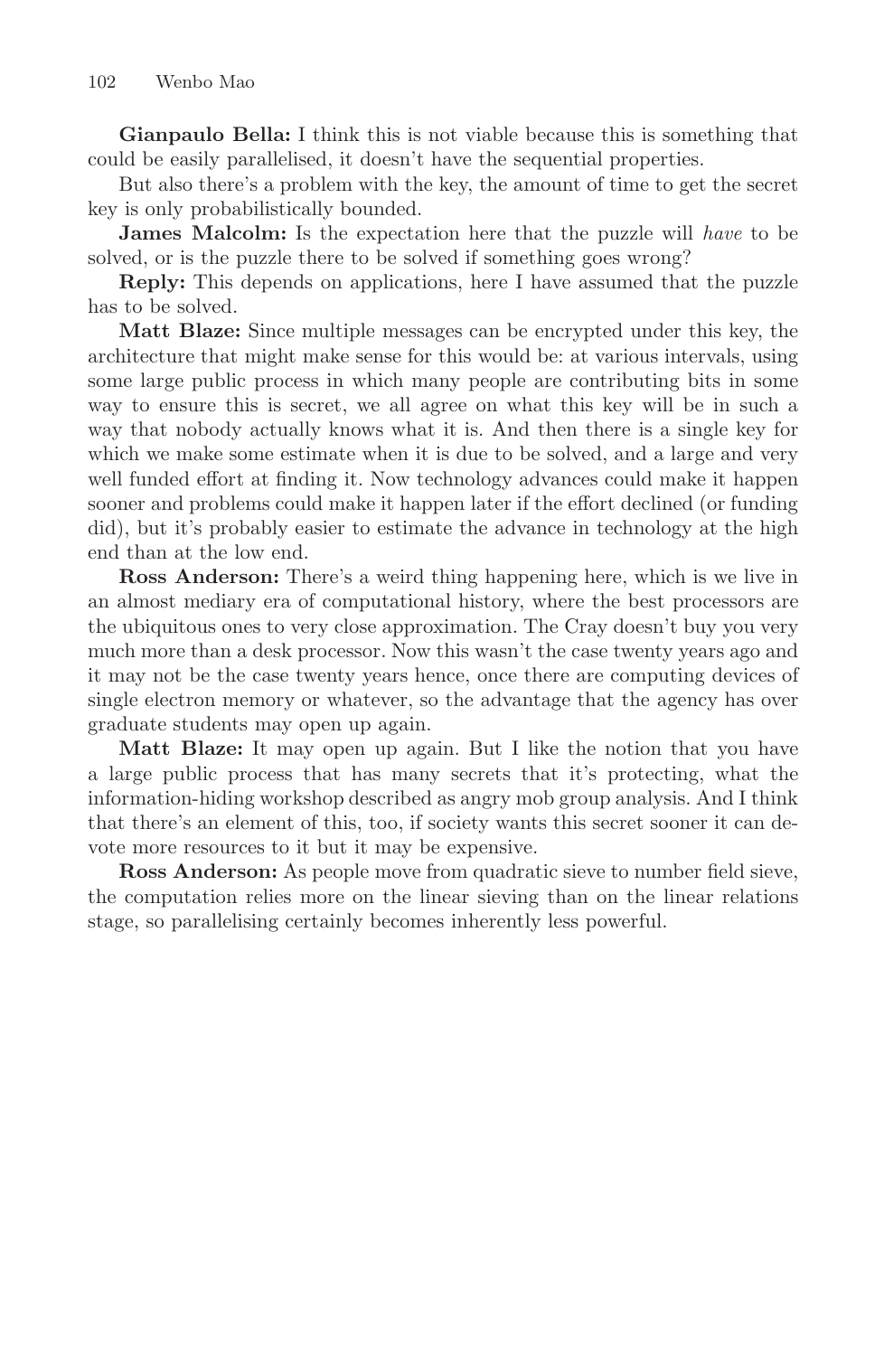**Gianpaulo Bella:** I think this is not viable because this is something that could be easily parallelised, it doesn't have the sequential properties.

But also there's a problem with the key, the amount of time to get the secret key is only probabilistically bounded.

**James Malcolm:** Is the expectation here that the puzzle will *have* to be solved, or is the puzzle there to be solved if something goes wrong?

**Reply:** This depends on applications, here I have assumed that the puzzle has to be solved.

**Matt Blaze:** Since multiple messages can be encrypted under this key, the architecture that might make sense for this would be: at various intervals, using some large public process in which many people are contributing bits in some way to ensure this is secret, we all agree on what this key will be in such a way that nobody actually knows what it is. And then there is a single key for which we make some estimate when it is due to be solved, and a large and very well funded effort at finding it. Now technology advances could make it happen sooner and problems could make it happen later if the effort declined (or funding did), but it's probably easier to estimate the advance in technology at the high end than at the low end.

**Ross Anderson:** There's a weird thing happening here, which is we live in an almost mediary era of computational history, where the best processors are the ubiquitous ones to very close approximation. The Cray doesn't buy you very much more than a desk processor. Now this wasn't the case twenty years ago and it may not be the case twenty years hence, once there are computing devices of single electron memory or whatever, so the advantage that the agency has over graduate students may open up again.

**Matt Blaze:** It may open up again. But I like the notion that you have a large public process that has many secrets that it's protecting, what the information-hiding workshop described as angry mob group analysis. And I think that there's an element of this, too, if society wants this secret sooner it can devote more resources to it but it may be expensive.

**Ross Anderson:** As people move from quadratic sieve to number field sieve, the computation relies more on the linear sieving than on the linear relations stage, so parallelising certainly becomes inherently less powerful.